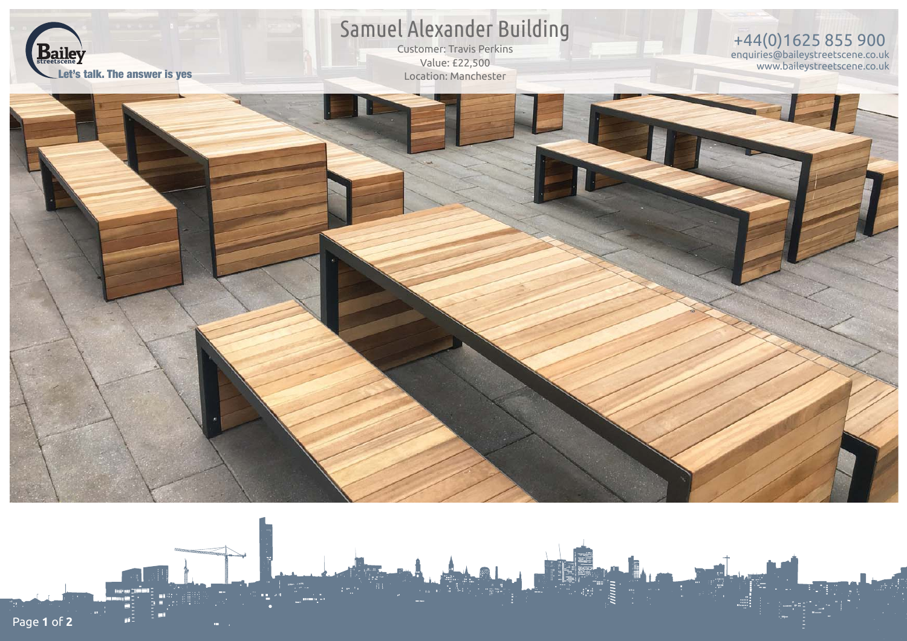Bailey streetscene

Let's talk. The answer is yes

# Samuel Alexander Building

Customer: Travis Perkins

Value: £22,500

Location: Manchester

+44(0)1625 855 900

enquiries@baileystreetscene.co.uk

www.baileystreetscene.co.uk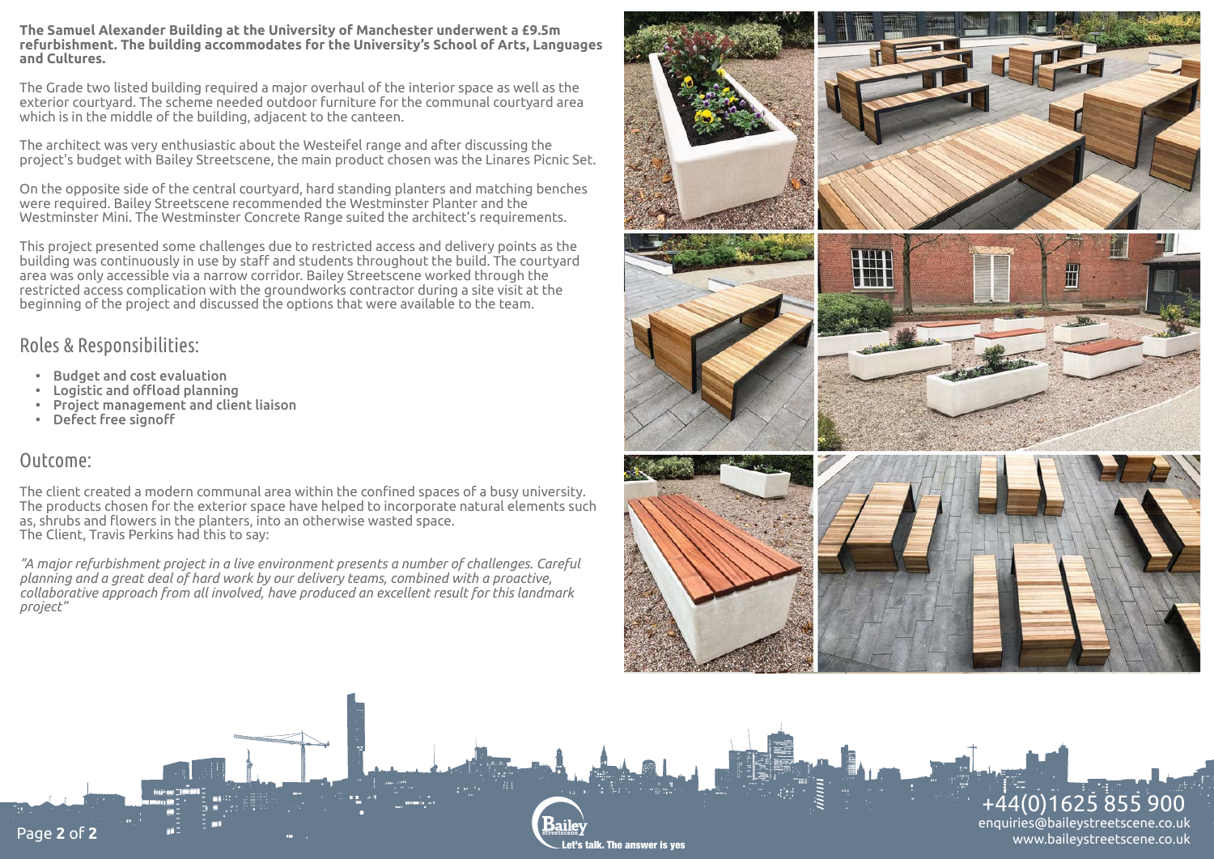**The Samuel Alexander Building at the University of Manchester underwent a £9.5m refurbishment. The building accommodates for the University's School of Arts, Languages and Cultures.**

The Grade two listed building required a major overhaul of the interior space as well as the exterior courtyard. The scheme needed outdoor furniture for the communal courtyard area which is in the middle of the building, adjacent to the canteen.

The architect was very enthusiastic about the Westeifel range and after discussing the project's budget with Bailey Streetscene, the main product chosen was the Linares Picnic Set.

On the opposite side of the central courtyard, hard standing planters and matching benches were required. Bailey Streetscene recommended the Westminster Planter and the Westminster Mini. The Westminster Concrete Range suited the architect's requirements.

This project presented some challenges due to restricted access and delivery points as the building was continuously in use by staff and students throughout the build. The courtyard area was only accessible via a narrow corridor. Bailey Streetscene worked through the restricted access complication with the groundworks contractor during a site visit at the beginning of the project and discussed the options that were available to the team.

## Roles & Responsibilities:

- **Budget and cost evaluation**
- **Logistic and offload planning**
- **Project management and client liaison**
- **Defect free signoff**

## Outcome:

The client created a modern communal area within the confined spaces of a busy university. The products chosen for the exterior space have helped to incorporate natural elements such as, shrubs and flowers in the planters, into an otherwise wasted space.
The Client, Travis Perkins had this to say:

*"A major refurbishment project in a live environment presents a number of challenges. Careful planning and a great deal of hard work by our delivery teams, combined with a proactive, collaborative approach from all involved, have produced an excellent result for this landmark project"*

Let's talk. The answer is yes

+44(0)1625 855 900
enquiries@baileystreetscene.co.uk
www.baileystreetscene.co.uk